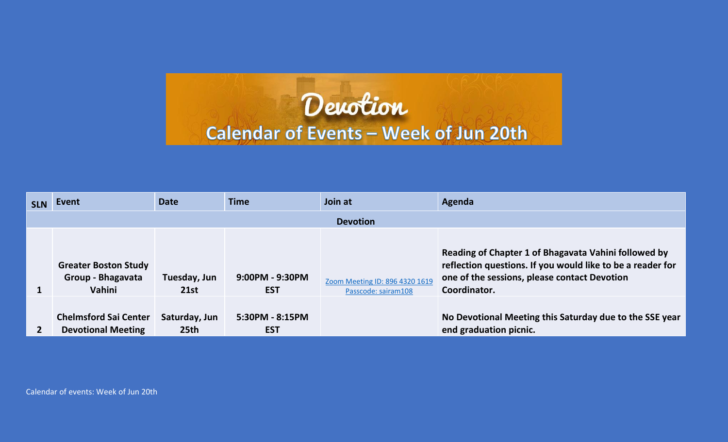# Devotion

## Calendar of Events – Week of Jun 20th

| SLN | Event | Date | Time | Join at | Agenda |
|---|---|---|---|---|---|
| | | | **Devotion** | | |
| **1** | **Greater Boston Study Group - Bhagavata Vahini** | **Tuesday, Jun 21st** | **9:00PM - 9:30PM EST** | Zoom Meeting ID: 896 4320 1619 Passcode: sairam108 | **Reading of Chapter 1 of Bhagavata Vahini followed by reflection questions. If you would like to be a reader for one of the sessions, please contact Devotion Coordinator.** |
| **2** | **Chelmsford Sai Center Devotional Meeting** | **Saturday, Jun 25th** | **5:30PM - 8:15PM EST** | | **No Devotional Meeting this Saturday due to the SSE year end graduation picnic.** |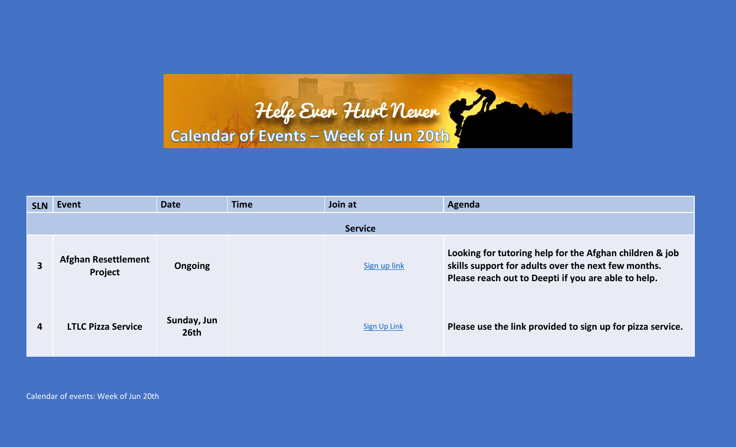# Help Ever Hurt Never

## Calendar of Events – Week of Jun 20th

| SLN | Event | Date | Time | Join at | Agenda |
|---|---|---|---|---|---|
| **Service** | | | | | |
| **3** | **Afghan Resettlement Project** | **Ongoing** | | Sign up link | **Looking for tutoring help for the Afghan children & job skills support for adults over the next few months. Please reach out to Deepti if you are able to help.** |
| **4** | **LTLC Pizza Service** | **Sunday, Jun 26th** | | Sign Up Link | **Please use the link provided to sign up for pizza service.** |

Calendar of events: Week of Jun 20th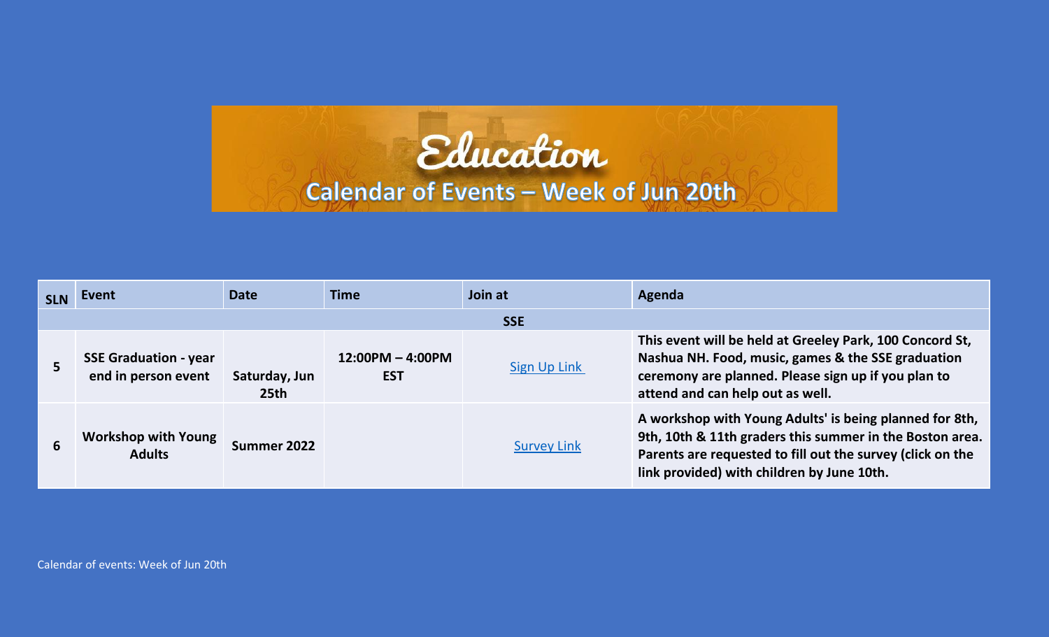# Education

## Calendar of Events – Week of Jun 20th

| SLN | Event | Date | Time | Join at | Agenda |
|---|---|---|---|---|---|
| **SSE** | | | | | |
| **5** | **SSE Graduation - year end in person event** | **Saturday, Jun 25th** | **12:00PM – 4:00PM EST** | Sign Up Link | **This event will be held at Greeley Park, 100 Concord St, Nashua NH. Food, music, games & the SSE graduation ceremony are planned. Please sign up if you plan to attend and can help out as well.** |
| **6** | **Workshop with Young Adults** | **Summer 2022** | | Survey Link | **A workshop with Young Adults' is being planned for 8th, 9th, 10th & 11th graders this summer in the Boston area. Parents are requested to fill out the survey (click on the link provided) with children by June 10th.** |

Calendar of events: Week of Jun 20th